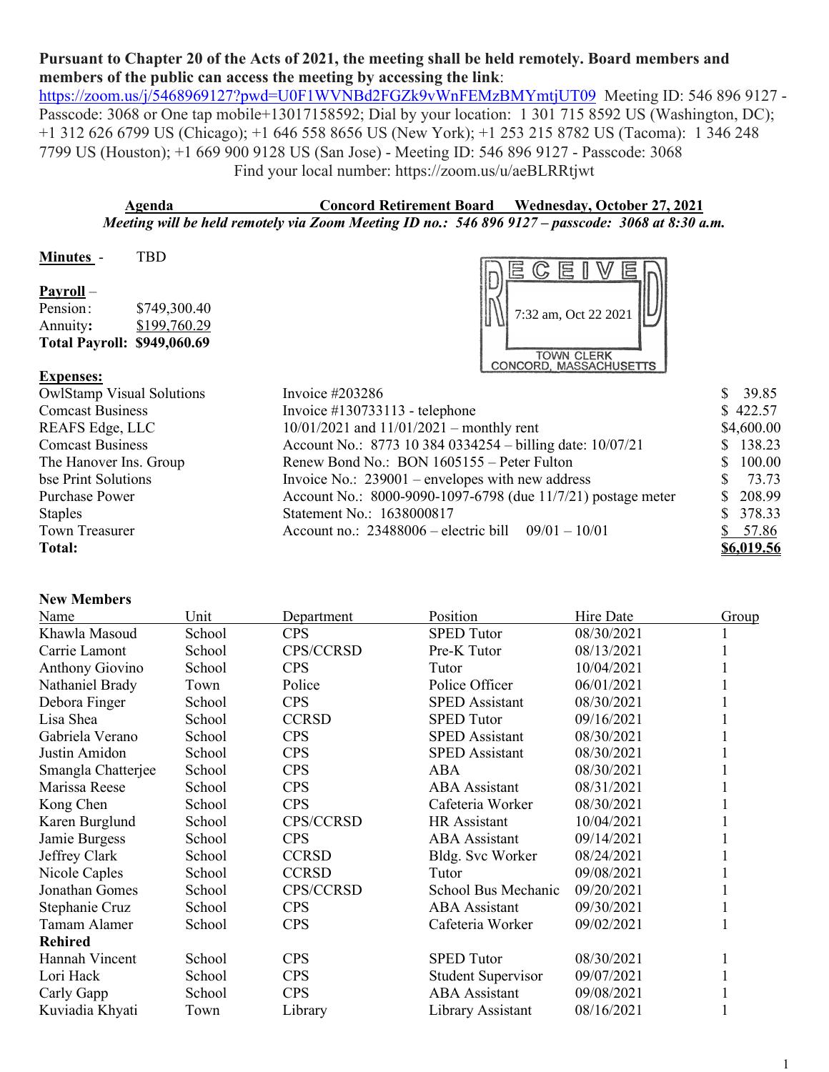**Pursuant to Chapter 20 of the Acts of 2021, the meeting shall be held remotely. Board members and members of the public can access the meeting by accessing the link**: https://zoom.us/j/5468969127?pwd=U0F1WVNBd2FGZk9vWnFEMzBMYmtjUT09 Meeting ID: 546 896 9127 - Passcode: 3068 or One tap mobile+13017158592; Dial by your location: 1 301 715 8592 US (Washington, DC); +1 312 626 6799 US (Chicago); +1 646 558 8656 US (New York); +1 253 215 8782 US (Tacoma): 1 346 248 7799 US (Houston); +1 669 900 9128 US (San Jose) - Meeting ID: 546 896 9127 - Passcode: 3068
Find your local number: https://zoom.us/u/aeBLRRtjwt

**Agenda Concord Retirement Board Wednesday, October 27, 2021**

***Meeting will be held remotely via Zoom Meeting ID no.: 546 896 9127 – passcode: 3068 at 8:30 a.m.***

RECEIVED 7:32 am, Oct 22 2021 TOWN CLERK CONCORD, MASSACHUSETTS

**Minutes** - TBD

**Payroll** –

Pension: $749,300.40
Annuity: $199,760.29
**Total Payroll: $949,060.69**

**Expenses:**

| Vendor | Description | Amount |
|---|---|---|
| OwlStamp Visual Solutions | Invoice #203286 | $ 39.85 |
| Comcast Business | Invoice #130733113 - telephone | $ 422.57 |
| REAFS Edge, LLC | 10/01/2021 and 11/01/2021 – monthly rent | $4,600.00 |
| Comcast Business | Account No.: 8773 10 384 0334254 – billing date: 10/07/21 | $ 138.23 |
| The Hanover Ins. Group | Renew Bond No.: BON 1605155 – Peter Fulton | $ 100.00 |
| bse Print Solutions | Invoice No.: 239001 – envelopes with new address | $ 73.73 |
| Purchase Power | Account No.: 8000-9090-1097-6798 (due 11/7/21) postage meter | $ 208.99 |
| Staples | Statement No.: 1638000817 | $ 378.33 |
| Town Treasurer | Account no.: 23488006 – electric bill 09/01 – 10/01 | $ 57.86 |
| **Total:** | | **$6,019.56** |

**New Members**

| Name | Unit | Department | Position | Hire Date | Group |
|---|---|---|---|---|---|
| Khawla Masoud | School | CPS | SPED Tutor | 08/30/2021 | 1 |
| Carrie Lamont | School | CPS/CCRSD | Pre-K Tutor | 08/13/2021 | 1 |
| Anthony Giovino | School | CPS | Tutor | 10/04/2021 | 1 |
| Nathaniel Brady | Town | Police | Police Officer | 06/01/2021 | 1 |
| Debora Finger | School | CPS | SPED Assistant | 08/30/2021 | 1 |
| Lisa Shea | School | CCRSD | SPED Tutor | 09/16/2021 | 1 |
| Gabriela Verano | School | CPS | SPED Assistant | 08/30/2021 | 1 |
| Justin Amidon | School | CPS | SPED Assistant | 08/30/2021 | 1 |
| Smangla Chatterjee | School | CPS | ABA | 08/30/2021 | 1 |
| Marissa Reese | School | CPS | ABA Assistant | 08/31/2021 | 1 |
| Kong Chen | School | CPS | Cafeteria Worker | 08/30/2021 | 1 |
| Karen Burglund | School | CPS/CCRSD | HR Assistant | 10/04/2021 | 1 |
| Jamie Burgess | School | CPS | ABA Assistant | 09/14/2021 | 1 |
| Jeffrey Clark | School | CCRSD | Bldg. Svc Worker | 08/24/2021 | 1 |
| Nicole Caples | School | CCRSD | Tutor | 09/08/2021 | 1 |
| Jonathan Gomes | School | CPS/CCRSD | School Bus Mechanic | 09/20/2021 | 1 |
| Stephanie Cruz | School | CPS | ABA Assistant | 09/30/2021 | 1 |
| Tamam Alamer | School | CPS | Cafeteria Worker | 09/02/2021 | 1 |
| **Rehired** | | | | | |
| Hannah Vincent | School | CPS | SPED Tutor | 08/30/2021 | 1 |
| Lori Hack | School | CPS | Student Supervisor | 09/07/2021 | 1 |
| Carly Gapp | School | CPS | ABA Assistant | 09/08/2021 | 1 |
| Kuviadia Khyati | Town | Library | Library Assistant | 08/16/2021 | 1 |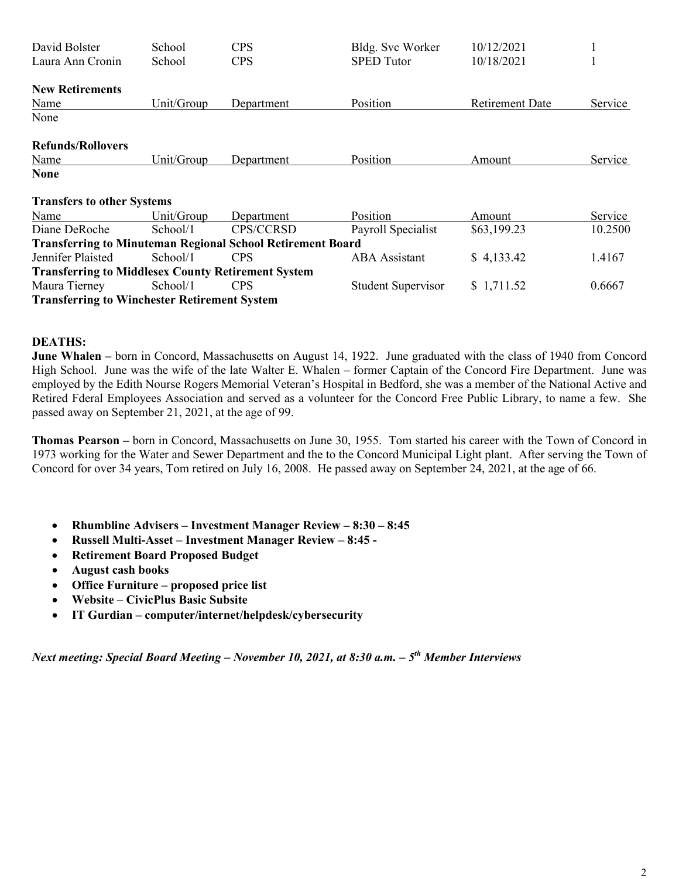| | | | | | |
|---|---|---|---|---|---|
| David Bolster | School | CPS | Bldg. Svc Worker | 10/12/2021 | 1 |
| Laura Ann Cronin | School | CPS | SPED Tutor | 10/18/2021 | 1 |

**New Retirements**

| Name | Unit/Group | Department | Position | Retirement Date | Service |
|---|---|---|---|---|---|
| None | | | | | |

**Refunds/Rollovers**

| Name | Unit/Group | Department | Position | Amount | Service |
|---|---|---|---|---|---|
| **None** | | | | | |

**Transfers to other Systems**

| Name | Unit/Group | Department | Position | Amount | Service |
|---|---|---|---|---|---|
| Diane DeRoche | School/1 | CPS/CCRSD | Payroll Specialist | $63,199.23 | 10.2500 |
| **Transferring to Minuteman Regional School Retirement Board** | | | | | |
| Jennifer Plaisted | School/1 | CPS | ABA Assistant | $ 4,133.42 | 1.4167 |
| **Transferring to Middlesex County Retirement System** | | | | | |
| Maura Tierney | School/1 | CPS | Student Supervisor | $ 1,711.52 | 0.6667 |
| **Transferring to Winchester Retirement System** | | | | | |

**DEATHS:**

**June Whalen –** born in Concord, Massachusetts on August 14, 1922. June graduated with the class of 1940 from Concord High School. June was the wife of the late Walter E. Whalen – former Captain of the Concord Fire Department. June was employed by the Edith Nourse Rogers Memorial Veteran's Hospital in Bedford, she was a member of the National Active and Retired Fderal Employees Association and served as a volunteer for the Concord Free Public Library, to name a few. She passed away on September 21, 2021, at the age of 99.

**Thomas Pearson –** born in Concord, Massachusetts on June 30, 1955. Tom started his career with the Town of Concord in 1973 working for the Water and Sewer Department and the to the Concord Municipal Light plant. After serving the Town of Concord for over 34 years, Tom retired on July 16, 2008. He passed away on September 24, 2021, at the age of 66.

- **Rhumbline Advisers – Investment Manager Review – 8:30 – 8:45**
- **Russell Multi-Asset – Investment Manager Review – 8:45 -**
- **Retirement Board Proposed Budget**
- **August cash books**
- **Office Furniture – proposed price list**
- **Website – CivicPlus Basic Subsite**
- **IT Gurdian – computer/internet/helpdesk/cybersecurity**

***Next meeting: Special Board Meeting – November 10, 2021, at 8:30 a.m. – 5th Member Interviews***